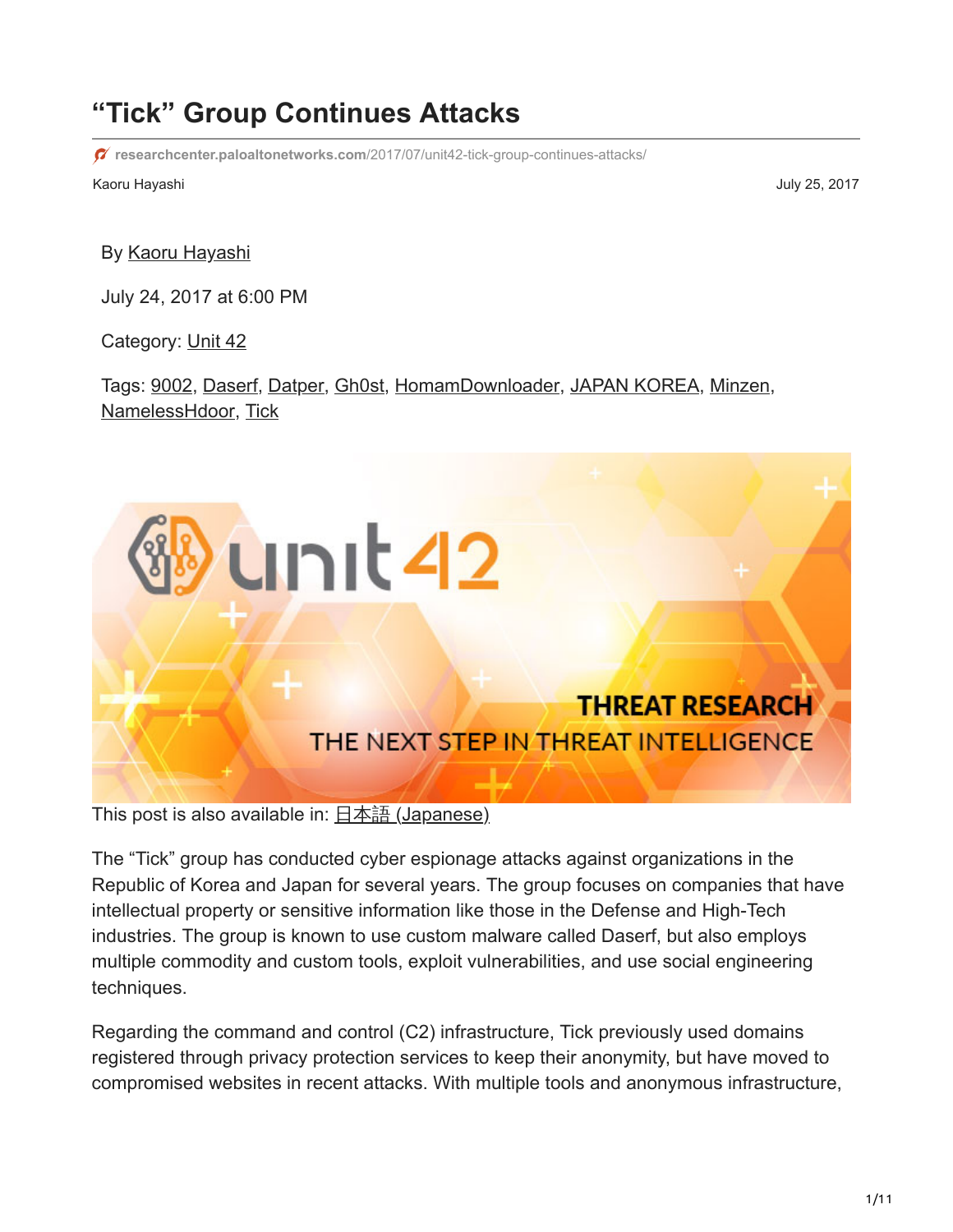# "Tick" Group Continues Attacks

researchcenter.paloaltonetworks.com/2017/07/unit42-tick-group-continues-attacks/

Kaoru Hayashi

July 25, 2017

By Kaoru Hayashi

July 24, 2017 at 6:00 PM

Category: Unit 42

Tags: 9002, Daserf, Datper, Gh0st, HomamDownloader, JAPAN KOREA, Minzen, NamelessHdoor, Tick

This post is also available in: 日本語 (Japanese)

The "Tick" group has conducted cyber espionage attacks against organizations in the Republic of Korea and Japan for several years. The group focuses on companies that have intellectual property or sensitive information like those in the Defense and High-Tech industries. The group is known to use custom malware called Daserf, but also employs multiple commodity and custom tools, exploit vulnerabilities, and use social engineering techniques.

Regarding the command and control (C2) infrastructure, Tick previously used domains registered through privacy protection services to keep their anonymity, but have moved to compromised websites in recent attacks. With multiple tools and anonymous infrastructure,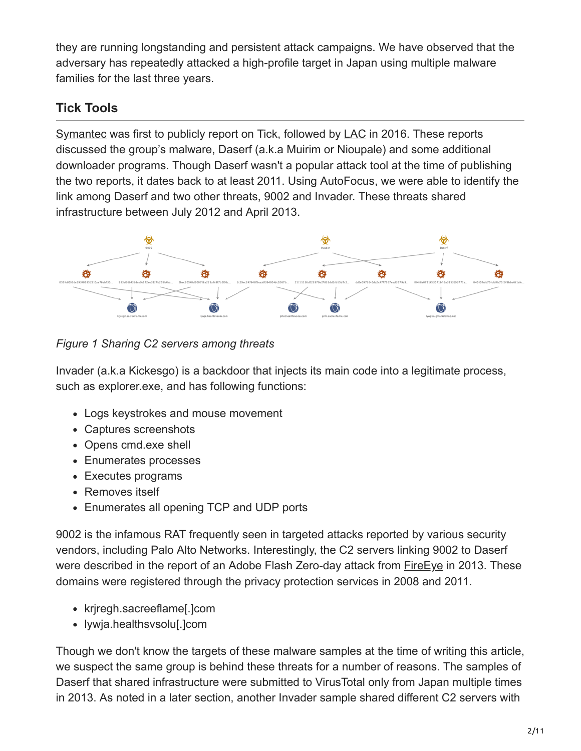they are running longstanding and persistent attack campaigns. We have observed that the adversary has repeatedly attacked a high-profile target in Japan using multiple malware families for the last three years.

## Tick Tools

Symantec was first to publicly report on Tick, followed by LAC in 2016. These reports discussed the group's malware, Daserf (a.k.a Muirim or Nioupale) and some additional downloader programs. Though Daserf wasn't a popular attack tool at the time of publishing the two reports, it dates back to at least 2011. Using AutoFocus, we were able to identify the link among Daserf and two other threats, 9002 and Invader. These threats shared infrastructure between July 2012 and April 2013.

*Figure 1 Sharing C2 servers among threats*

Invader (a.k.a Kickesgo) is a backdoor that injects its main code into a legitimate process, such as explorer.exe, and has following functions:

- Logs keystrokes and mouse movement
- Captures screenshots
- Opens cmd.exe shell
- Enumerates processes
- Executes programs
- Removes itself
- Enumerates all opening TCP and UDP ports

9002 is the infamous RAT frequently seen in targeted attacks reported by various security vendors, including Palo Alto Networks. Interestingly, the C2 servers linking 9002 to Daserf were described in the report of an Adobe Flash Zero-day attack from FireEye in 2013. These domains were registered through the privacy protection services in 2008 and 2011.

- krjregh.sacreeflame[.]com
- lywja.healthsvsolu[.]com

Though we don't know the targets of these malware samples at the time of writing this article, we suspect the same group is behind these threats for a number of reasons. The samples of Daserf that shared infrastructure were submitted to VirusTotal only from Japan multiple times in 2013. As noted in a later section, another Invader sample shared different C2 servers with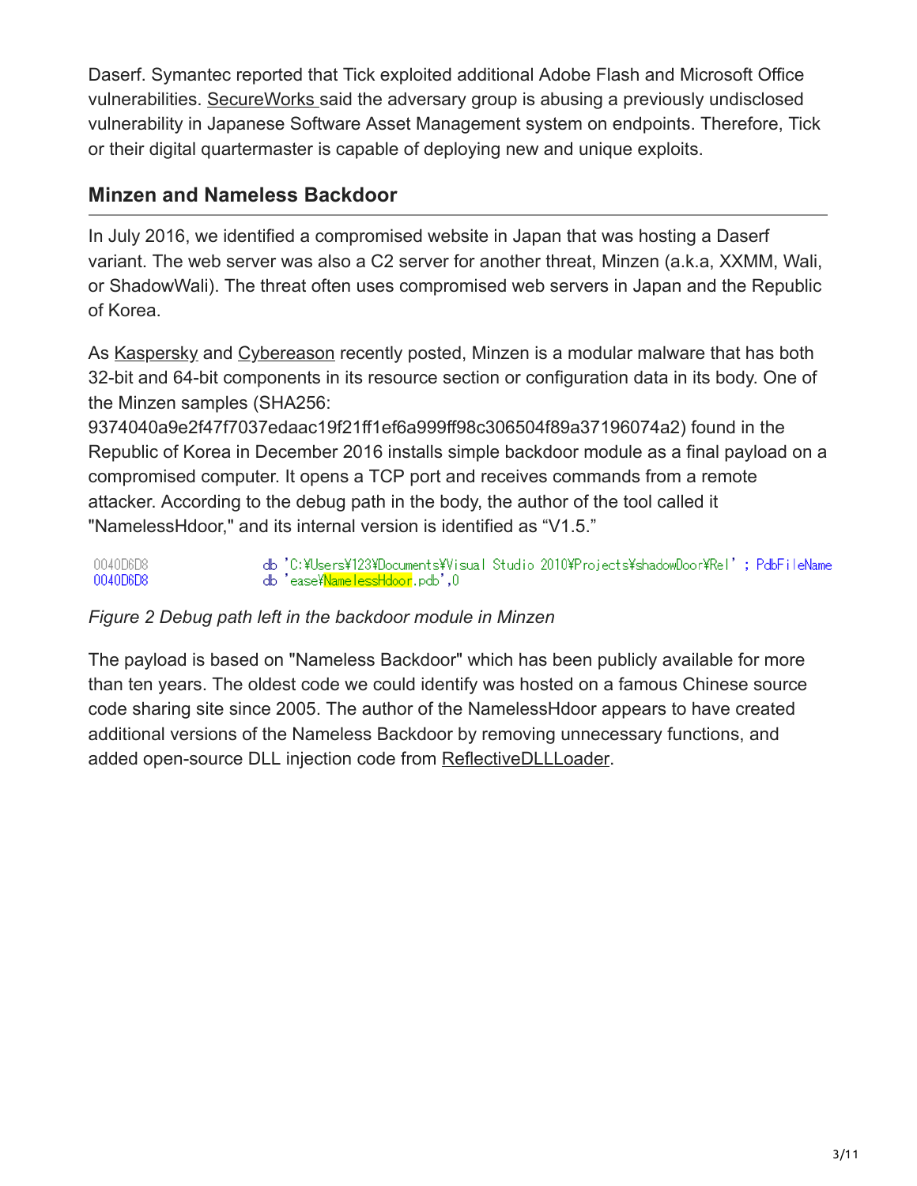Daserf. Symantec reported that Tick exploited additional Adobe Flash and Microsoft Office vulnerabilities. SecureWorks said the adversary group is abusing a previously undisclosed vulnerability in Japanese Software Asset Management system on endpoints. Therefore, Tick or their digital quartermaster is capable of deploying new and unique exploits.

## Minzen and Nameless Backdoor

In July 2016, we identified a compromised website in Japan that was hosting a Daserf variant. The web server was also a C2 server for another threat, Minzen (a.k.a, XXMM, Wali, or ShadowWali). The threat often uses compromised web servers in Japan and the Republic of Korea.

As Kaspersky and Cybereason recently posted, Minzen is a modular malware that has both 32-bit and 64-bit components in its resource section or configuration data in its body. One of the Minzen samples (SHA256: 9374040a9e2f47f7037edaac19f21ff1ef6a999ff98c306504f89a37196074a2) found in the Republic of Korea in December 2016 installs simple backdoor module as a final payload on a compromised computer. It opens a TCP port and receives commands from a remote attacker. According to the debug path in the body, the author of the tool called it "NamelessHdoor," and its internal version is identified as “V1.5.”

```
0040D6D8                db 'C:¥Users¥123¥Documents¥Visual Studio 2010¥Projects¥shadowDoor¥Rel' ; PdbFileName
0040D6D8                db 'ease¥NamelessHdoor.pdb',0
```

*Figure 2 Debug path left in the backdoor module in Minzen*

The payload is based on "Nameless Backdoor" which has been publicly available for more than ten years. The oldest code we could identify was hosted on a famous Chinese source code sharing site since 2005. The author of the NamelessHdoor appears to have created additional versions of the Nameless Backdoor by removing unnecessary functions, and added open-source DLL injection code from ReflectiveDLLLoader.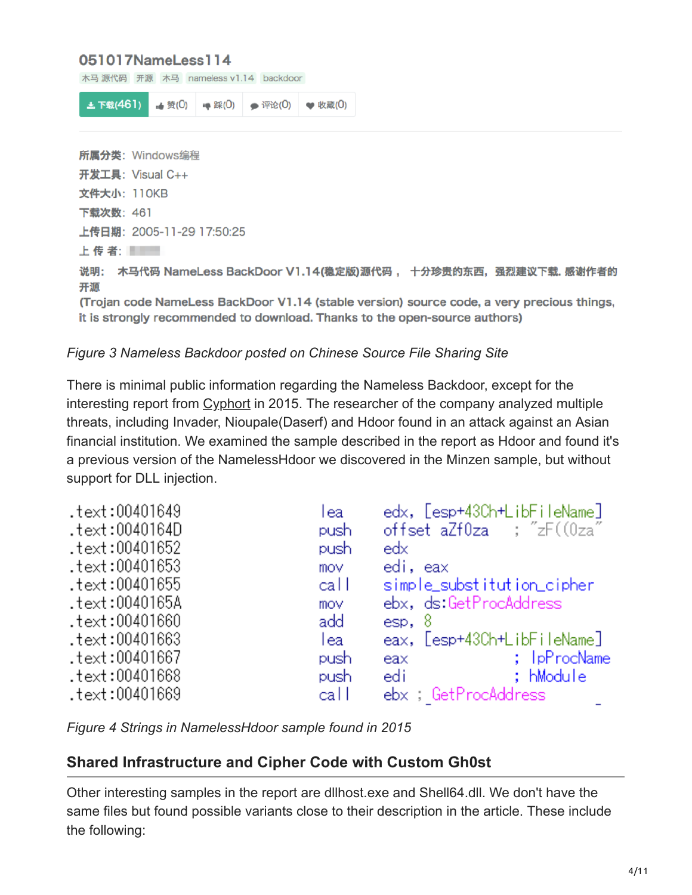**051017NameLess114**

木马 源代码 | 开源 | 木马 | nameless v1.14 | backdoor

下载(461) | 赞(0) | 踩(0) | 评论(0) | 收藏(0)

**所属分类**: Windows编程
**开发工具**: Visual C++
**文件大小**: 110KB
**下载次数**: 461
**上传日期**: 2005-11-29 17:50:25
**上 传 者**:

**说明: 木马代码 NameLess BackDoor V1.14(稳定版)源代码， 十分珍贵的东西，强烈建议下载. 感谢作者的开源**
**(Trojan code NameLess BackDoor V1.14 (stable version) source code, a very precious things, it is strongly recommended to download. Thanks to the open-source authors)**

*Figure 3 Nameless Backdoor posted on Chinese Source File Sharing Site*

There is minimal public information regarding the Nameless Backdoor, except for the interesting report from Cyphort in 2015. The researcher of the company analyzed multiple threats, including Invader, Nioupale(Daserf) and Hdoor found in an attack against an Asian financial institution. We examined the sample described in the report as Hdoor and found it's a previous version of the NamelessHdoor we discovered in the Minzen sample, but without support for DLL injection.

```
.text:00401649    lea     edx, [esp+43Ch+LibFileName]
.text:0040164D    push    offset aZf0za   ; "zF((0za"
.text:00401652    push    edx
.text:00401653    mov     edi, eax
.text:00401655    call    simple_substitution_cipher
.text:0040165A    mov     ebx, ds:GetProcAddress
.text:00401660    add     esp, 8
.text:00401663    lea     eax, [esp+43Ch+LibFileName]
.text:00401667    push    eax             ; lpProcName
.text:00401668    push    edi             ; hModule
.text:00401669    call    ebx ; GetProcAddress
```

*Figure 4 Strings in NamelessHdoor sample found in 2015*

## Shared Infrastructure and Cipher Code with Custom Gh0st

Other interesting samples in the report are dllhost.exe and Shell64.dll. We don't have the same files but found possible variants close to their description in the article. These include the following: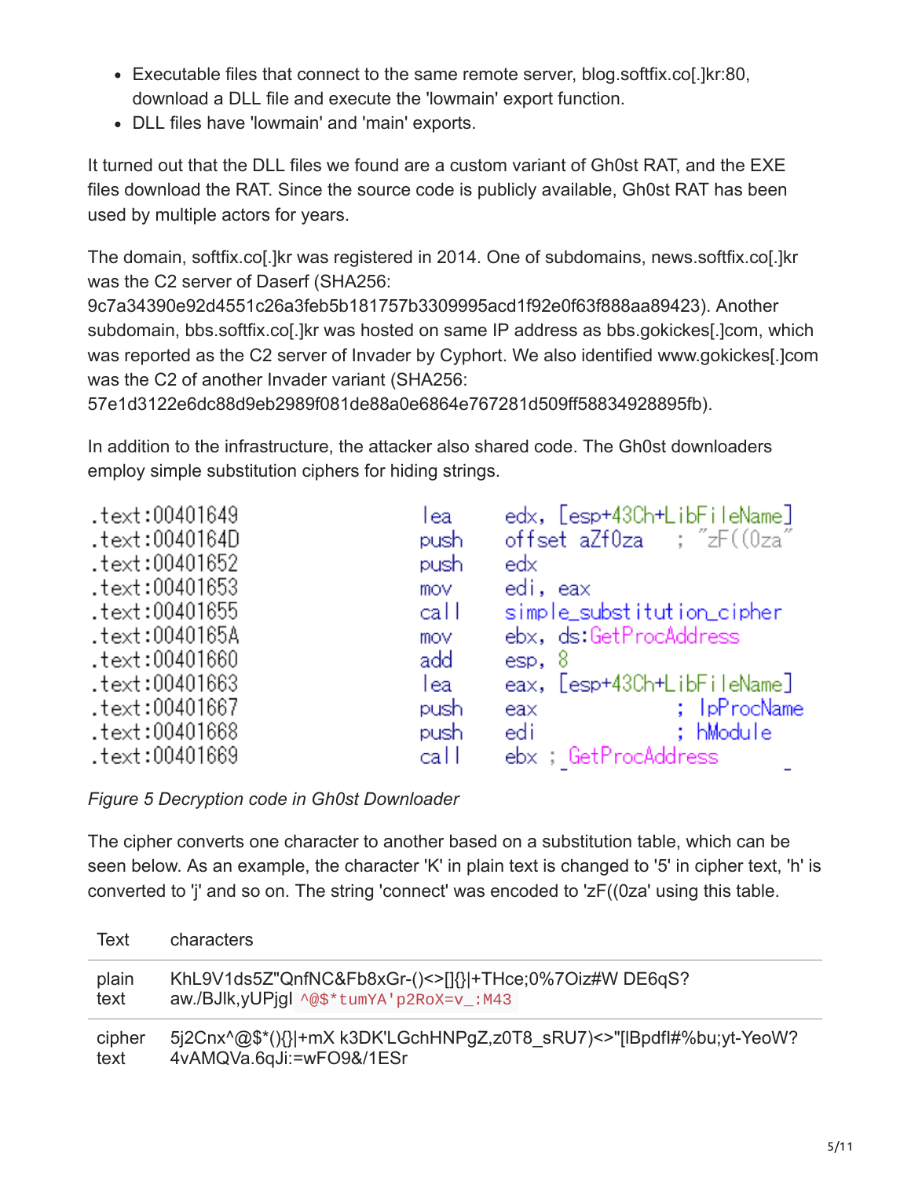- Executable files that connect to the same remote server, blog.softfix.co[.]kr:80, download a DLL file and execute the 'lowmain' export function.
- DLL files have 'lowmain' and 'main' exports.

It turned out that the DLL files we found are a custom variant of Gh0st RAT, and the EXE files download the RAT. Since the source code is publicly available, Gh0st RAT has been used by multiple actors for years.

The domain, softfix.co[.]kr was registered in 2014. One of subdomains, news.softfix.co[.]kr was the C2 server of Daserf (SHA256: 9c7a34390e92d4551c26a3feb5b181757b3309995acd1f92e0f63f888aa89423). Another subdomain, bbs.softfix.co[.]kr was hosted on same IP address as bbs.gokickes[.]com, which was reported as the C2 server of Invader by Cyphort. We also identified www.gokickes[.]com was the C2 of another Invader variant (SHA256: 57e1d3122e6dc88d9eb2989f081de88a0e6864e767281d509ff58834928895fb).

In addition to the infrastructure, the attacker also shared code. The Gh0st downloaders employ simple substitution ciphers for hiding strings.

```
.text:00401649                 lea     edx, [esp+43Ch+LibFileName]
.text:0040164D                 push    offset aZf0za   ; "zF((0za"
.text:00401652                 push    edx
.text:00401653                 mov     edi, eax
.text:00401655                 call    simple_substitution_cipher
.text:0040165A                 mov     ebx, ds:GetProcAddress
.text:00401660                 add     esp, 8
.text:00401663                 lea     eax, [esp+43Ch+LibFileName]
.text:00401667                 push    eax             ; lpProcName
.text:00401668                 push    edi             ; hModule
.text:00401669                 call    ebx ; GetProcAddress
```

*Figure 5 Decryption code in Gh0st Downloader*

The cipher converts one character to another based on a substitution table, which can be seen below. As an example, the character 'K' in plain text is changed to '5' in cipher text, 'h' is converted to 'j' and so on. The string 'connect' was encoded to 'zF((0za' using this table.

| Text | characters |
|---|---|
| plain text | KhL9V1ds5Z"QnfNC&Fb8xGr-()<>[]{}\|+THce;0%7Oiz#W DE6qS?aw./BJlk,yUPjgI ^@$*tumYA'p2RoX=v_:M43 |
| cipher text | 5j2Cnx^@$*(){}[]\|+mX k3DK'LGchHNPgZ,z0T8_sRU7)<>"[IBpdfI#%bu;yt-YeoW?4vAMQVa.6qJi:=wFO9&/1ESr |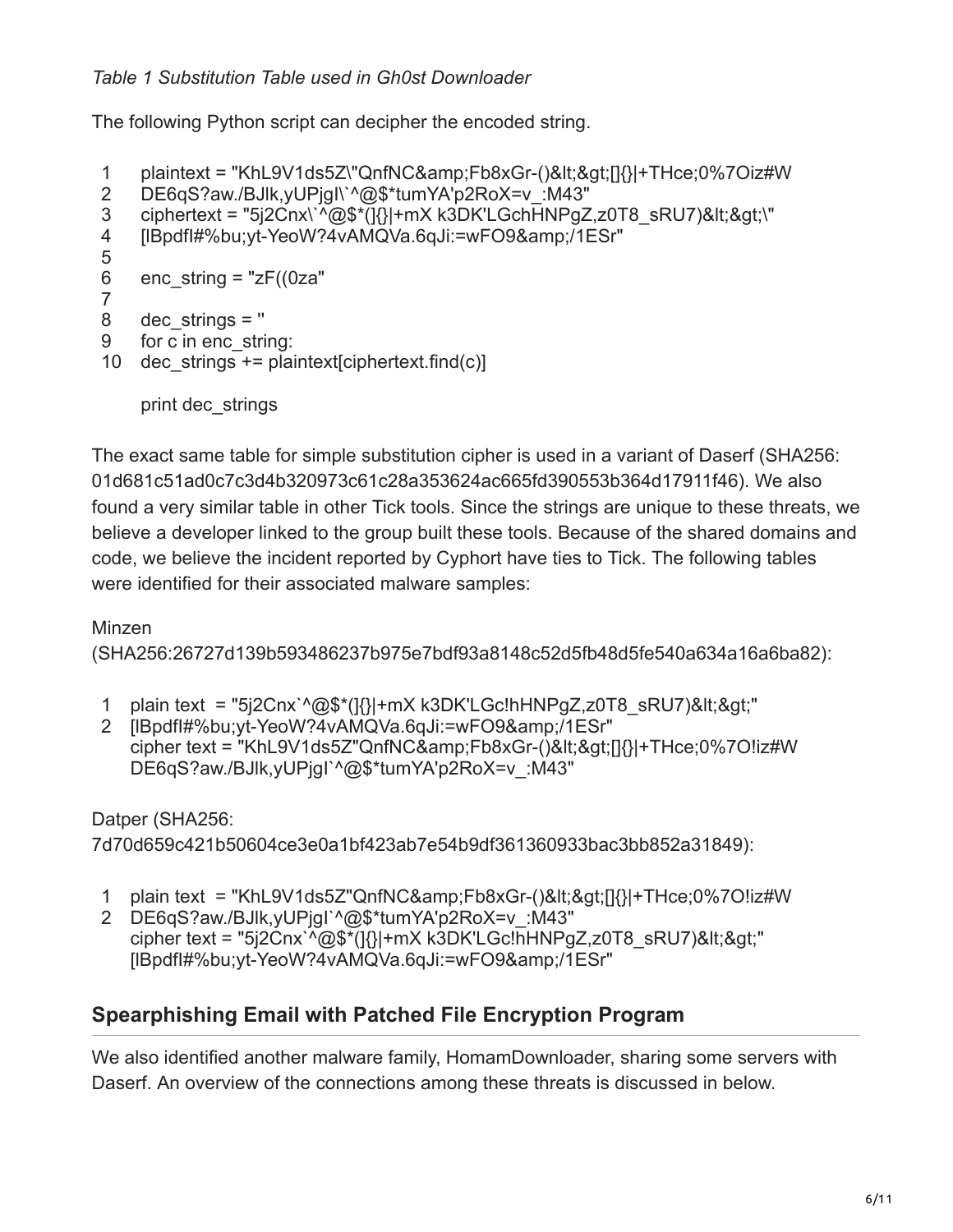*Table 1 Substitution Table used in Gh0st Downloader*

The following Python script can decipher the encoded string.

```
1   plaintext = "KhL9V1ds5Z\"QnfNC&amp;Fb8xGr-()&lt;&gt;[]{}|+THce;0%7Oiz#W
2   DE6qS?aw./BJlk,yUPjgl\`^@$*tumYA'p2RoX=v_:M43"
3   ciphertext = "5j2Cnx\`^@$*(]{}|+mX k3DK'LGchHNPgZ,z0T8_sRU7)&lt;&gt;\"
4   [lBpdfl#%bu;yt-YeoW?4vAMQVa.6qJi:=wFO9&amp;/1ESr"
5
6   enc_string = "zF((0za"
7
8   dec_strings = ''
9   for c in enc_string:
10  dec_strings += plaintext[ciphertext.find(c)]

    print dec_strings
```

The exact same table for simple substitution cipher is used in a variant of Daserf (SHA256: 01d681c51ad0c7c3d4b320973c61c28a353624ac665fd390553b364d17911f46). We also found a very similar table in other Tick tools. Since the strings are unique to these threats, we believe a developer linked to the group built these tools. Because of the shared domains and code, we believe the incident reported by Cyphort have ties to Tick. The following tables were identified for their associated malware samples:

Minzen (SHA256:26727d139b593486237b975e7bdf93a8148c52d5fb48d5fe540a634a16a6ba82):

```
1   plain text  = "5j2Cnx`^@$*(]{}|+mX k3DK'LGc!hHNPgZ,z0T8_sRU7)&lt;&gt;"
2   [lBpdfl#%bu;yt-YeoW?4vAMQVa.6qJi:=wFO9&amp;/1ESr"
    cipher text = "KhL9V1ds5Z"QnfNC&amp;Fb8xGr-()&lt;&gt;[]{}|+THce;0%7O!iz#W
    DE6qS?aw./BJlk,yUPjgl`^@$*tumYA'p2RoX=v_:M43"
```

Datper (SHA256: 7d70d659c421b50604ce3e0a1bf423ab7e54b9df361360933bac3bb852a31849):

```
1   plain text  = "KhL9V1ds5Z"QnfNC&amp;Fb8xGr-()&lt;&gt;[]{}|+THce;0%7O!iz#W
2   DE6qS?aw./BJlk,yUPjgl`^@$*tumYA'p2RoX=v_:M43"
    cipher text = "5j2Cnx`^@$*(]{}|+mX k3DK'LGc!hHNPgZ,z0T8_sRU7)&lt;&gt;"
    [lBpdfl#%bu;yt-YeoW?4vAMQVa.6qJi:=wFO9&amp;/1ESr"
```

## Spearphishing Email with Patched File Encryption Program

We also identified another malware family, HomamDownloader, sharing some servers with Daserf. An overview of the connections among these threats is discussed in below.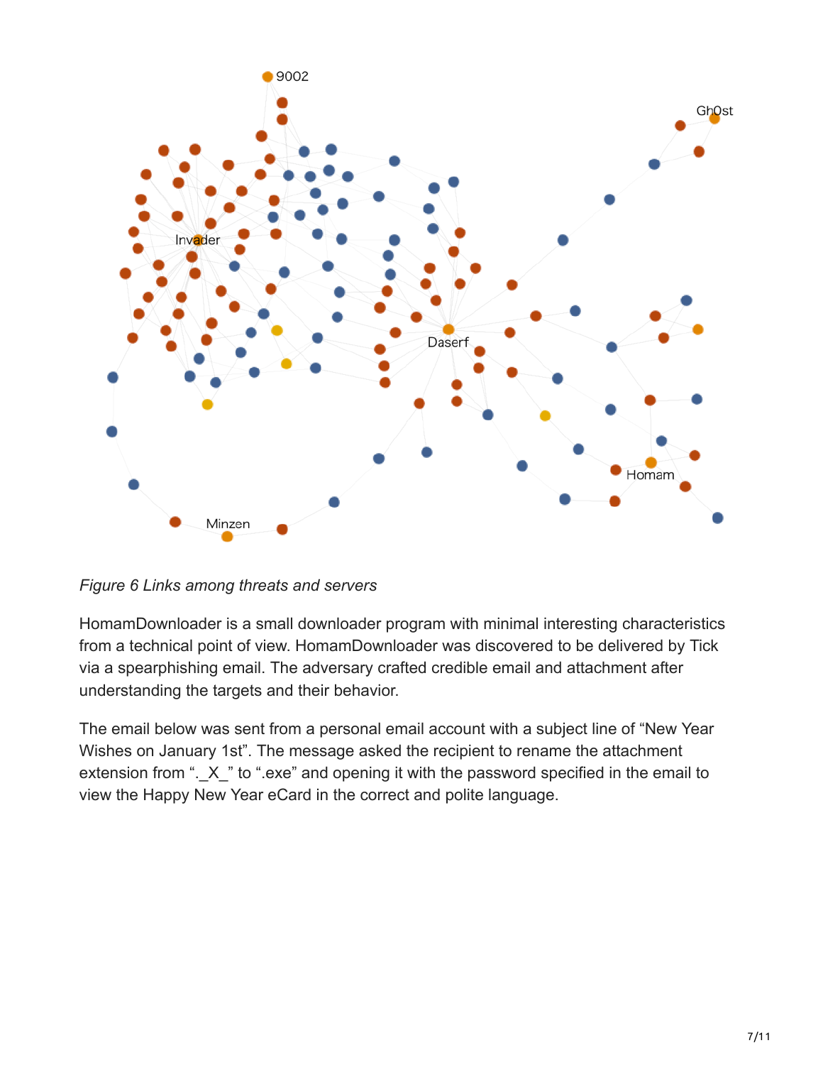*Figure 6 Links among threats and servers*

HomamDownloader is a small downloader program with minimal interesting characteristics from a technical point of view. HomamDownloader was discovered to be delivered by Tick via a spearphishing email. The adversary crafted credible email and attachment after understanding the targets and their behavior.

The email below was sent from a personal email account with a subject line of "New Year Wishes on January 1st". The message asked the recipient to rename the attachment extension from "._X_" to ".exe" and opening it with the password specified in the email to view the Happy New Year eCard in the correct and polite language.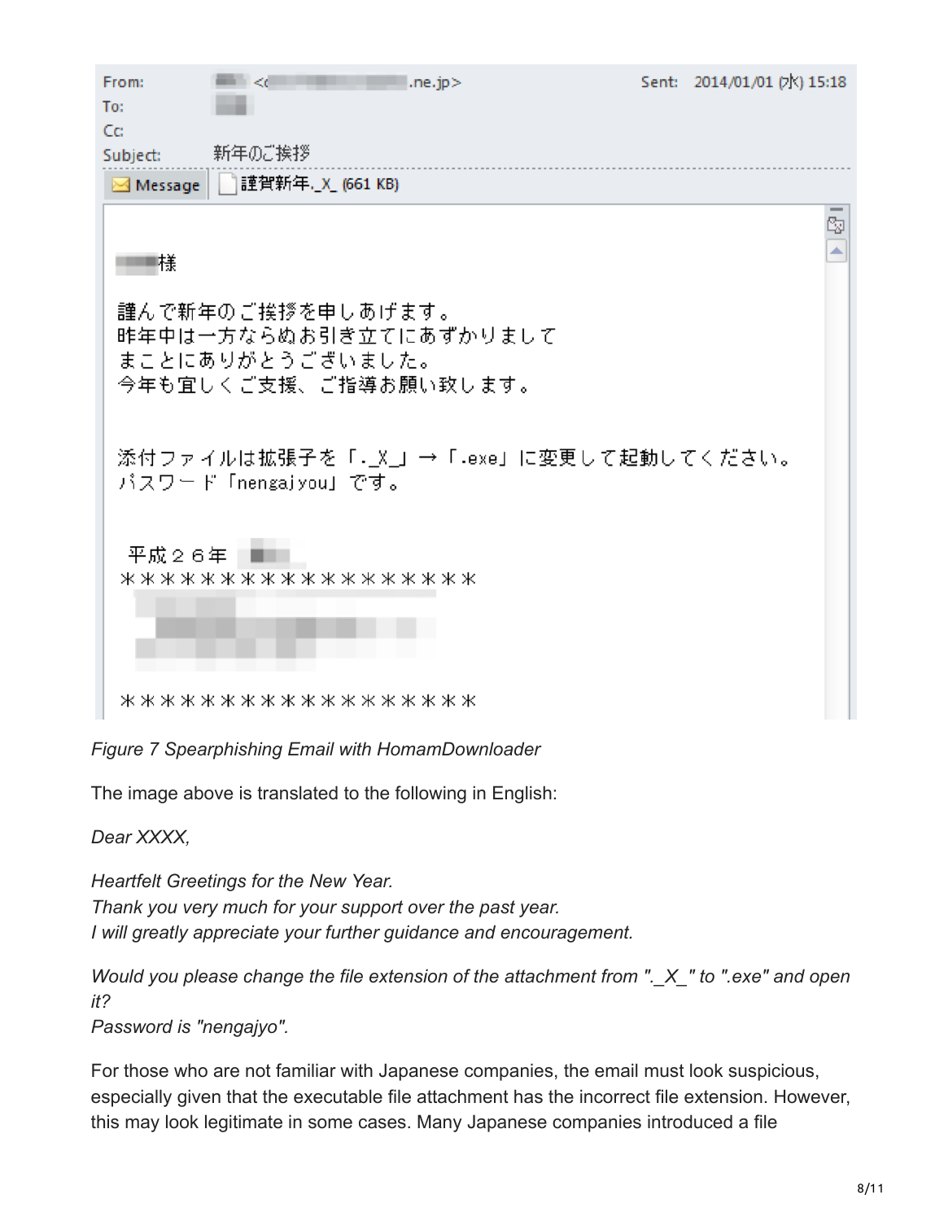From: <.ne.jp>　Sent: 2014/01/01 (水) 15:18
To:
Cc:
Subject: 新年のご挨拶
Message　謹賀新年._X_ (661 KB)

様

謹んで新年のご挨拶を申しあげます。
昨年中は一方ならぬお引き立てにあずかりまして
まことにありがとうございました。
今年も宜しくご支援、ご指導お願い致します。

添付ファイルは拡張子を「._X_」→「.exe」に変更して起動してください。
パスワード「nengajyou」です。

平成２６年
＊＊＊＊＊＊＊＊＊＊＊＊＊＊＊＊＊＊

＊＊＊＊＊＊＊＊＊＊＊＊＊＊＊＊＊＊

*Figure 7 Spearphishing Email with HomamDownloader*

The image above is translated to the following in English:

*Dear XXXX,*

*Heartfelt Greetings for the New Year.*
*Thank you very much for your support over the past year.*
*I will greatly appreciate your further guidance and encouragement.*

*Would you please change the file extension of the attachment from "._X_" to ".exe" and open it?*
*Password is "nengajyo".*

For those who are not familiar with Japanese companies, the email must look suspicious, especially given that the executable file attachment has the incorrect file extension. However, this may look legitimate in some cases. Many Japanese companies introduced a file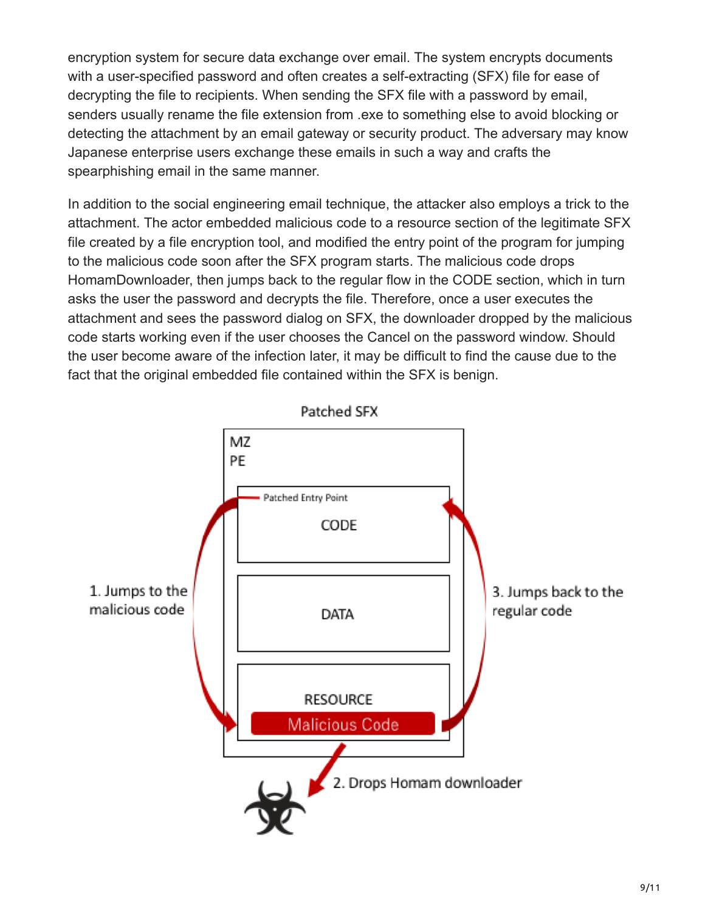encryption system for secure data exchange over email. The system encrypts documents with a user-specified password and often creates a self-extracting (SFX) file for ease of decrypting the file to recipients. When sending the SFX file with a password by email, senders usually rename the file extension from .exe to something else to avoid blocking or detecting the attachment by an email gateway or security product. The adversary may know Japanese enterprise users exchange these emails in such a way and crafts the spearphishing email in the same manner.

In addition to the social engineering email technique, the attacker also employs a trick to the attachment. The actor embedded malicious code to a resource section of the legitimate SFX file created by a file encryption tool, and modified the entry point of the program for jumping to the malicious code soon after the SFX program starts. The malicious code drops HomamDownloader, then jumps back to the regular flow in the CODE section, which in turn asks the user the password and decrypts the file. Therefore, once a user executes the attachment and sees the password dialog on SFX, the downloader dropped by the malicious code starts working even if the user chooses the Cancel on the password window. Should the user become aware of the infection later, it may be difficult to find the cause due to the fact that the original embedded file contained within the SFX is benign.

Patched SFX

MZ
PE

Patched Entry Point

CODE

DATA

RESOURCE

Malicious Code

1. Jumps to the malicious code

2. Drops Homam downloader

3. Jumps back to the regular code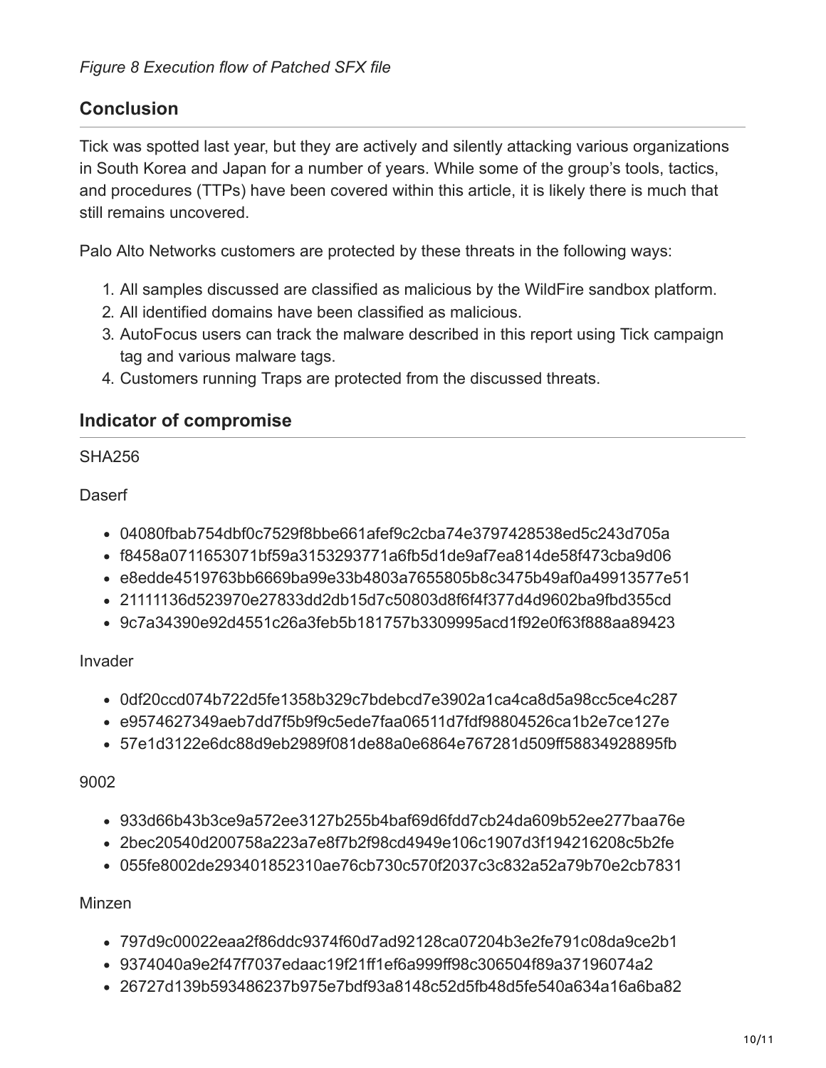*Figure 8 Execution flow of Patched SFX file*

## Conclusion

Tick was spotted last year, but they are actively and silently attacking various organizations in South Korea and Japan for a number of years. While some of the group's tools, tactics, and procedures (TTPs) have been covered within this article, it is likely there is much that still remains uncovered.

Palo Alto Networks customers are protected by these threats in the following ways:

1. All samples discussed are classified as malicious by the WildFire sandbox platform.
2. All identified domains have been classified as malicious.
3. AutoFocus users can track the malware described in this report using Tick campaign tag and various malware tags.
4. Customers running Traps are protected from the discussed threats.

## Indicator of compromise

SHA256

Daserf

- 04080fbab754dbf0c7529f8bbe661afef9c2cba74e3797428538ed5c243d705a
- f8458a0711653071bf59a3153293771a6fb5d1de9af7ea814de58f473cba9d06
- e8edde4519763bb6669ba99e33b4803a7655805b8c3475b49af0a49913577e51
- 21111136d523970e27833dd2db15d7c50803d8f6f4f377d4d9602ba9fbd355cd
- 9c7a34390e92d4551c26a3feb5b181757b3309995acd1f92e0f63f888aa89423

Invader

- 0df20ccd074b722d5fe1358b329c7bdebcd7e3902a1ca4ca8d5a98cc5ce4c287
- e9574627349aeb7dd7f5b9f9c5ede7faa06511d7fdf98804526ca1b2e7ce127e
- 57e1d3122e6dc88d9eb2989f081de88a0e6864e767281d509ff58834928895fb

9002

- 933d66b43b3ce9a572ee3127b255b4baf69d6fdd7cb24da609b52ee277baa76e
- 2bec20540d200758a223a7e8f7b2f98cd4949e106c1907d3f194216208c5b2fe
- 055fe8002de293401852310ae76cb730c570f2037c3c832a52a79b70e2cb7831

Minzen

- 797d9c00022eaa2f86ddc9374f60d7ad92128ca07204b3e2fe791c08da9ce2b1
- 9374040a9e2f47f7037edaac19f21ff1ef6a999ff98c306504f89a37196074a2
- 26727d139b593486237b975e7bdf93a8148c52d5fb48d5fe540a634a16a6ba82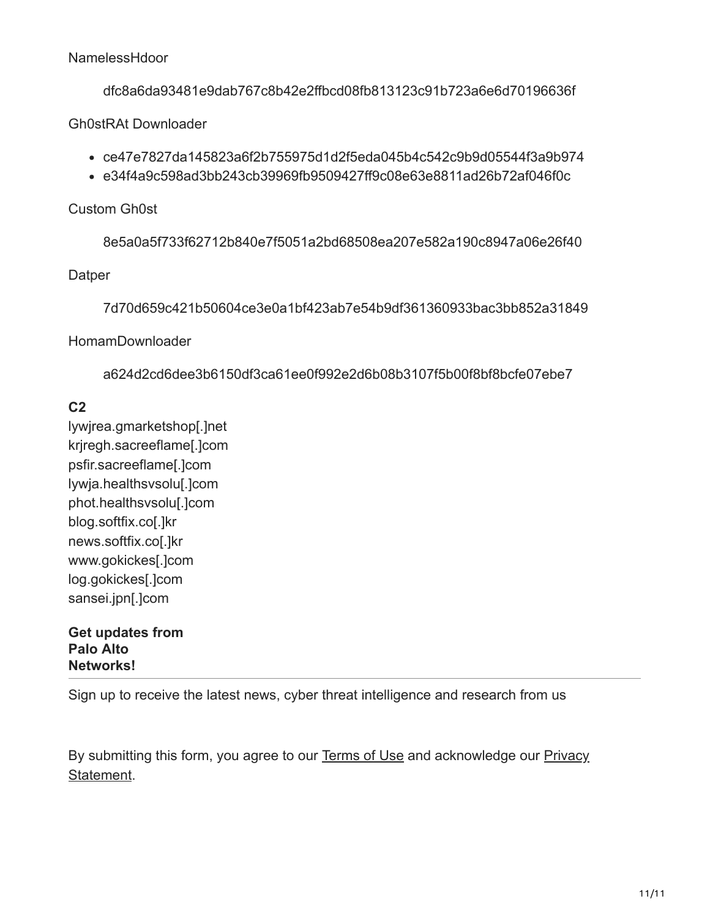NamelessHdoor

dfc8a6da93481e9dab767c8b42e2ffbcd08fb813123c91b723a6e6d70196636f

Gh0stRAt Downloader

- ce47e7827da145823a6f2b755975d1d2f5eda045b4c542c9b9d05544f3a9b974
- e34f4a9c598ad3bb243cb39969fb9509427ff9c08e63e8811ad26b72af046f0c

Custom Gh0st

8e5a0a5f733f62712b840e7f5051a2bd68508ea207e582a190c8947a06e26f40

Datper

7d70d659c421b50604ce3e0a1bf423ab7e54b9df361360933bac3bb852a31849

HomamDownloader

a624d2cd6dee3b6150df3ca61ee0f992e2d6b08b3107f5b00f8bf8bcfe07ebe7

**C2**

lywjrea.gmarketshop[.]net
krjregh.sacreeflame[.]com
psfir.sacreeflame[.]com
lywja.healthsvsolu[.]com
phot.healthsvsolu[.]com
blog.softfix.co[.]kr
news.softfix.co[.]kr
www.gokickes[.]com
log.gokickes[.]com
sansei.jpn[.]com

**Get updates from Palo Alto Networks!**

Sign up to receive the latest news, cyber threat intelligence and research from us

By submitting this form, you agree to our Terms of Use and acknowledge our Privacy Statement.